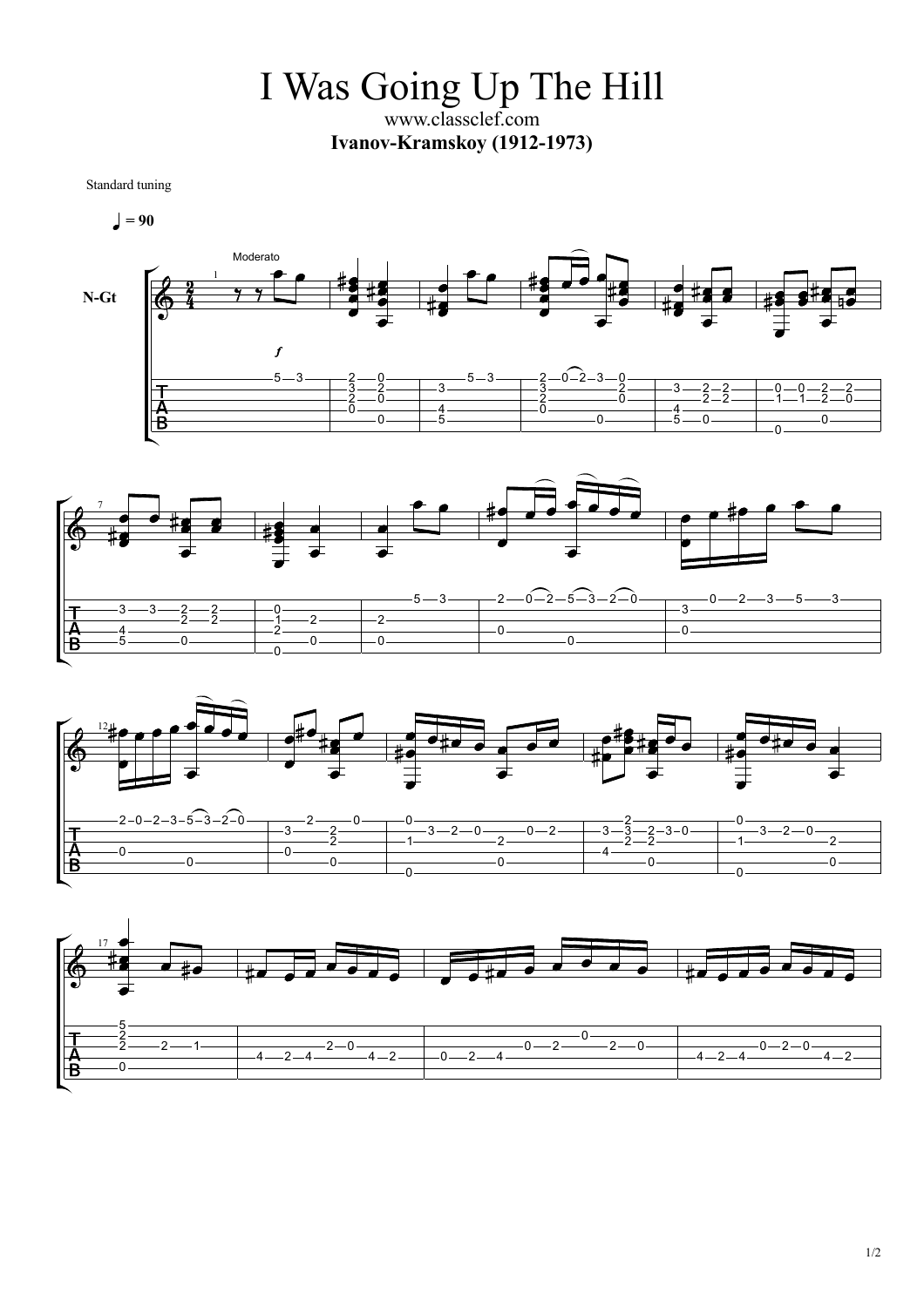# I Was Going Up The Hill

www.classclef.com

**Ivanov-Kramskoy (1912-1973)**

Standard tuning

♩ = 90

Moderato

N-Gt